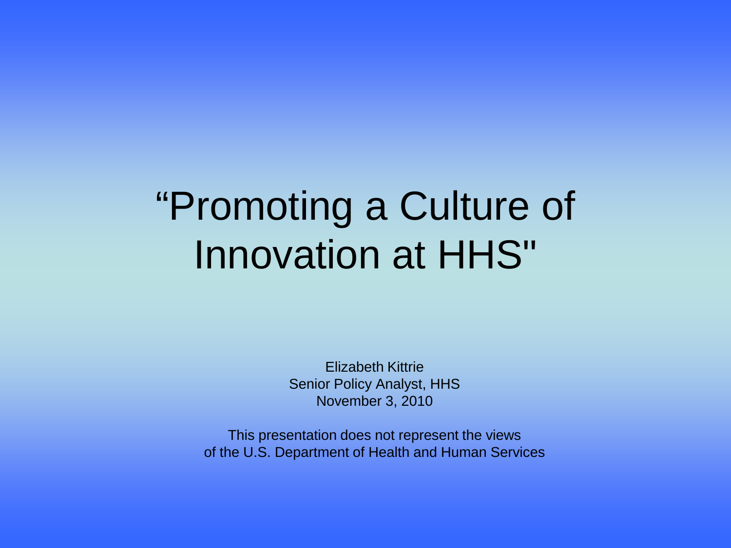# "Promoting a Culture of Innovation at HHS"

Elizabeth Kittrie
Senior Policy Analyst, HHS
November 3, 2010

This presentation does not represent the views of the U.S. Department of Health and Human Services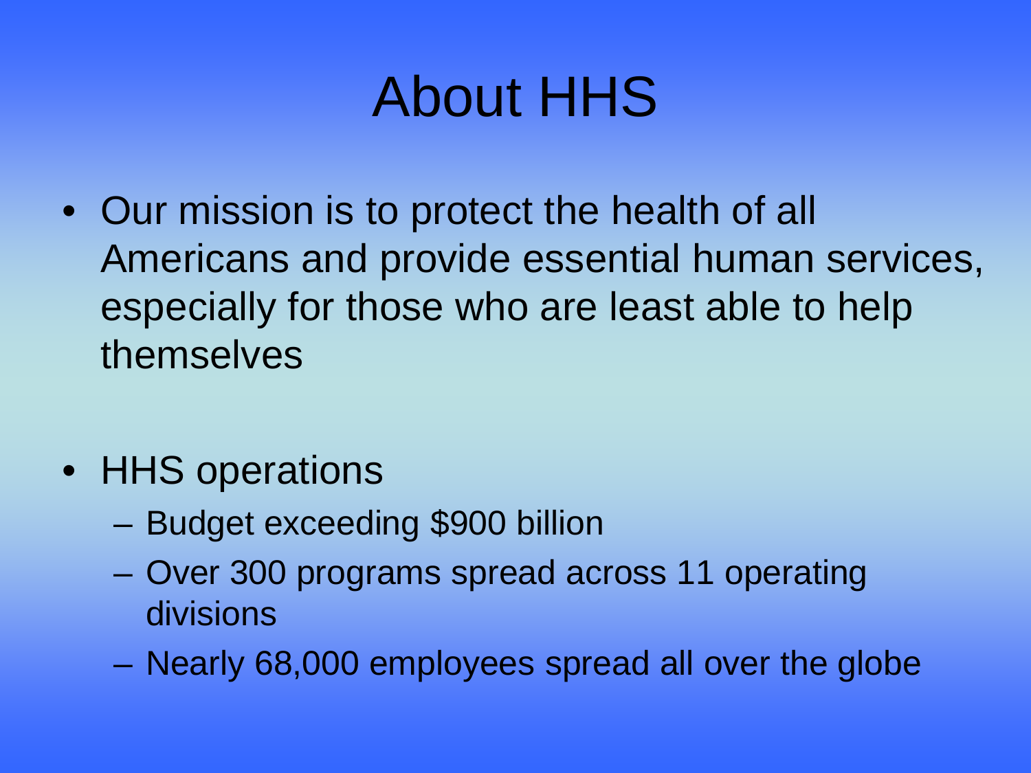# About HHS

- Our mission is to protect the health of all Americans and provide essential human services, especially for those who are least able to help themselves

- HHS operations
  - Budget exceeding $900 billion
  - Over 300 programs spread across 11 operating divisions
  - Nearly 68,000 employees spread all over the globe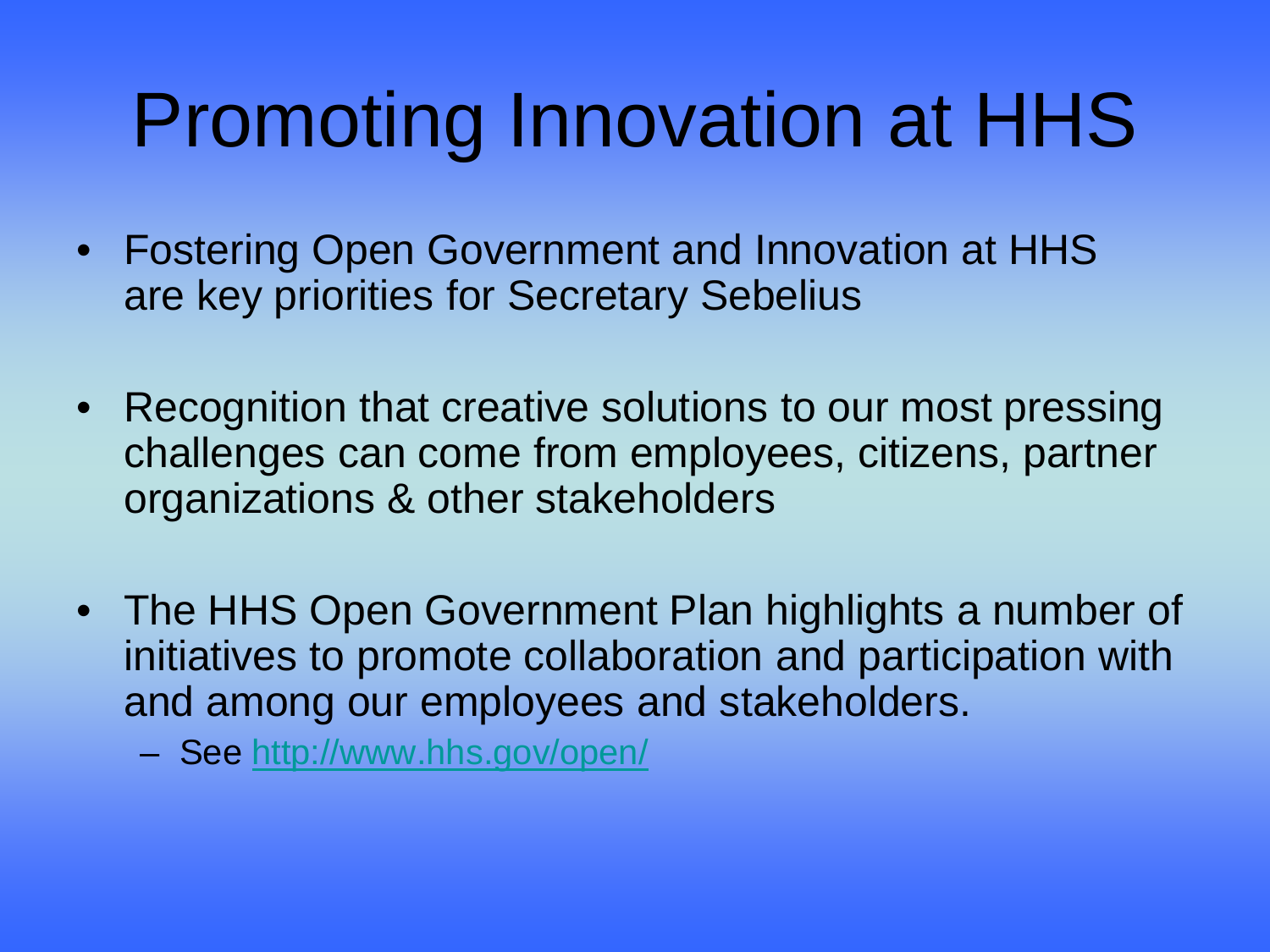# Promoting Innovation at HHS

- Fostering Open Government and Innovation at HHS are key priorities for Secretary Sebelius
- Recognition that creative solutions to our most pressing challenges can come from employees, citizens, partner organizations & other stakeholders
- The HHS Open Government Plan highlights a number of initiatives to promote collaboration and participation with and among our employees and stakeholders.
  - See http://www.hhs.gov/open/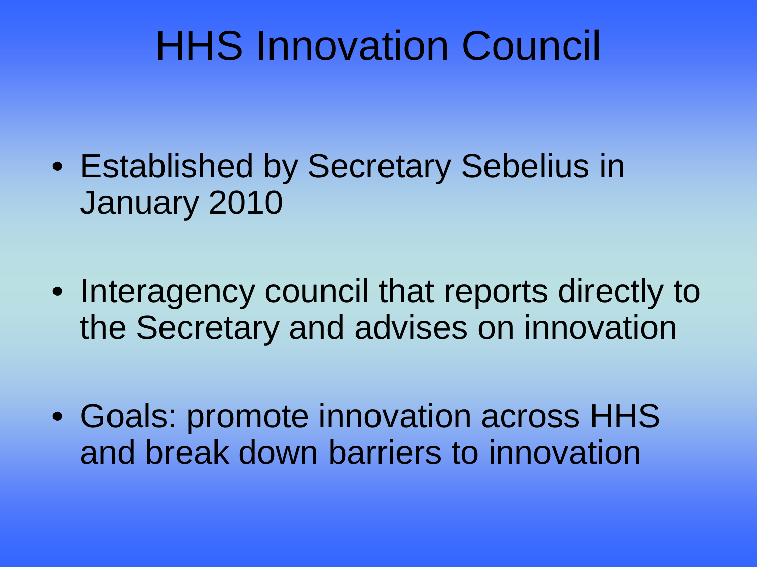# HHS Innovation Council

- Established by Secretary Sebelius in January 2010
- Interagency council that reports directly to the Secretary and advises on innovation
- Goals: promote innovation across HHS and break down barriers to innovation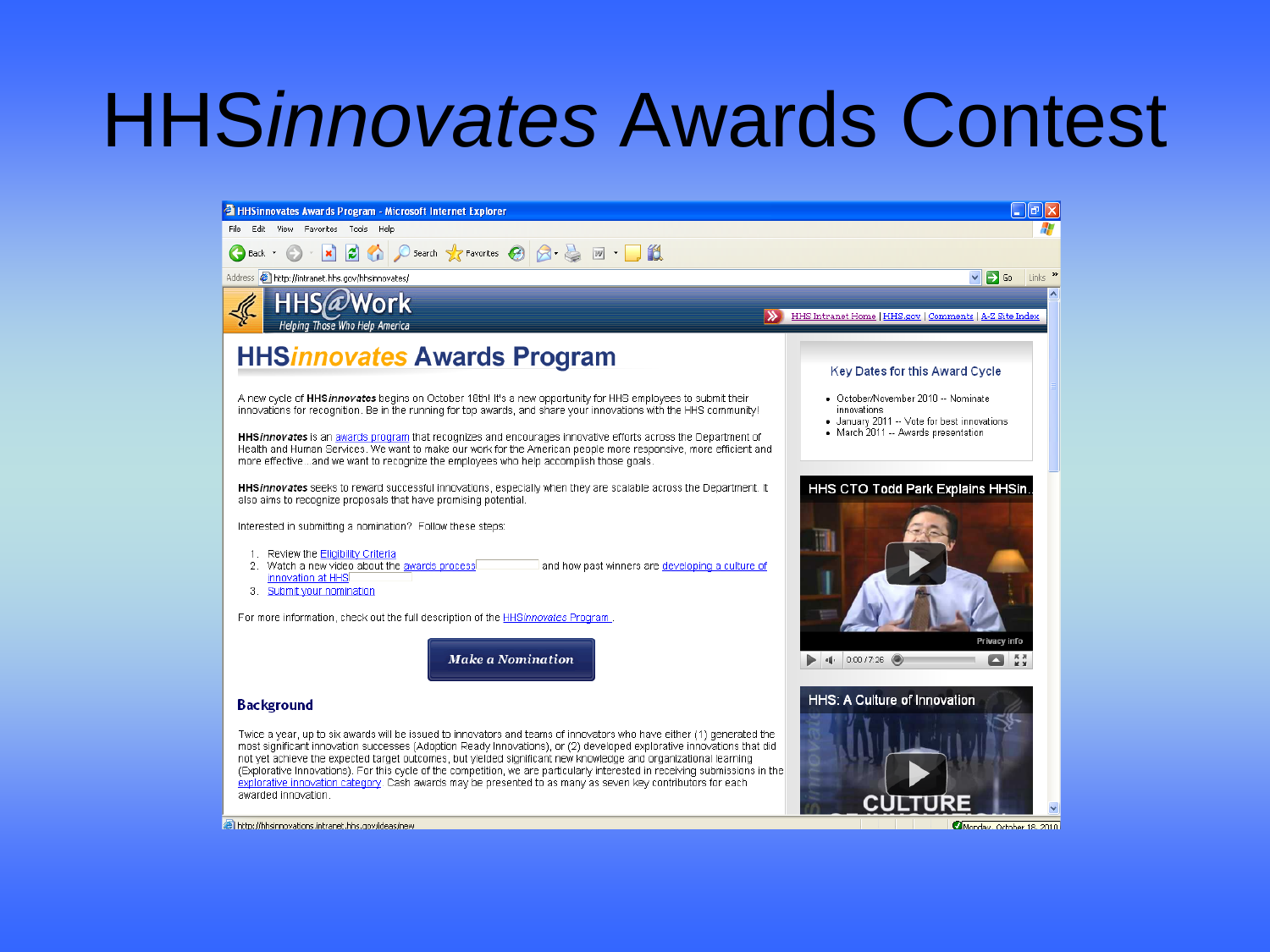# HHS*innovates* Awards Contest

HHSinnovates Awards Program - Microsoft Internet Explorer

File Edit View Favorites Tools Help

Address http://intranet.hhs.gov/hhsinnovates/

HHS@Work
Helping Those Who Help America

HHS Intranet Home | HHS.gov | Comments | A-Z Site Index

## HHS*innovates* Awards Program

A new cycle of **HHS*innovates*** begins on October 18th! It's a new opportunity for HHS employees to submit their innovations for recognition. Be in the running for top awards, and share your innovations with the HHS community!

**HHS*innovates*** is an awards program that recognizes and encourages innovative efforts across the Department of Health and Human Services. We want to make our work for the American people more responsive, more efficient and more effective... and we want to recognize the employees who help accomplish those goals.

**HHS*innovates*** seeks to reward successful innovations, especially when they are scalable across the Department. It also aims to recognize proposals that have promising potential.

Interested in submitting a nomination? Follow these steps:

1. Review the Eligibility Criteria
2. Watch a new video about the awards process and how past winners are developing a culture of innovation at HHS
3. Submit your nomination

For more information, check out the full description of the HHS*innovates* Program.

**Make a Nomination**

### Background

Twice a year, up to six awards will be issued to innovators and teams of innovators who have either (1) generated the most significant innovation successes (Adoption Ready Innovations), or (2) developed explorative innovations that did not yet achieve the expected target outcomes, but yielded significant new knowledge and organizational learning (Explorative Innovations). For this cycle of the competition, we are particularly interested in receiving submissions in the explorative innovation category. Cash awards may be presented to as many as seven key contributors for each awarded Innovation.

**Key Dates for this Award Cycle**

- October/November 2010 -- Nominate innovations
- January 2011 -- Vote for best innovations
- March 2011 -- Awards presentation

HHS CTO Todd Park Explains HHSin...

Privacy info

0:00 / 7:26

HHS: A Culture of Innovation

CULTURE

http://hhsinnovations.intranet.hhs.gov/ideas/new

Monday, October 18, 2010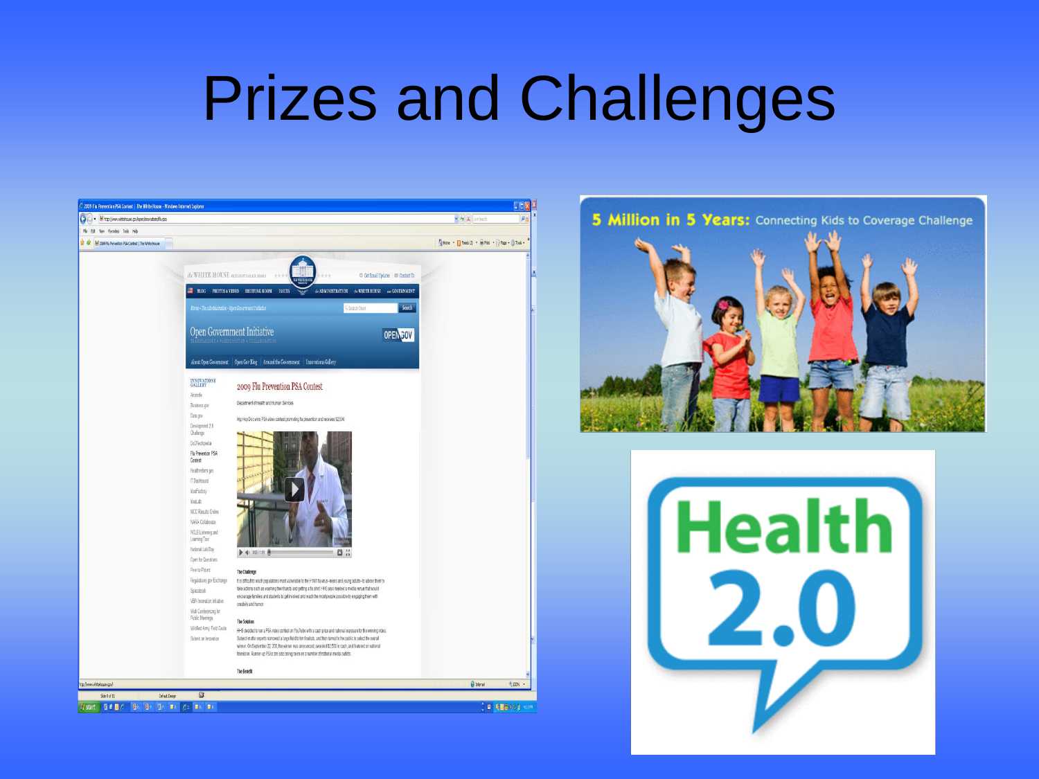# Prizes and Challenges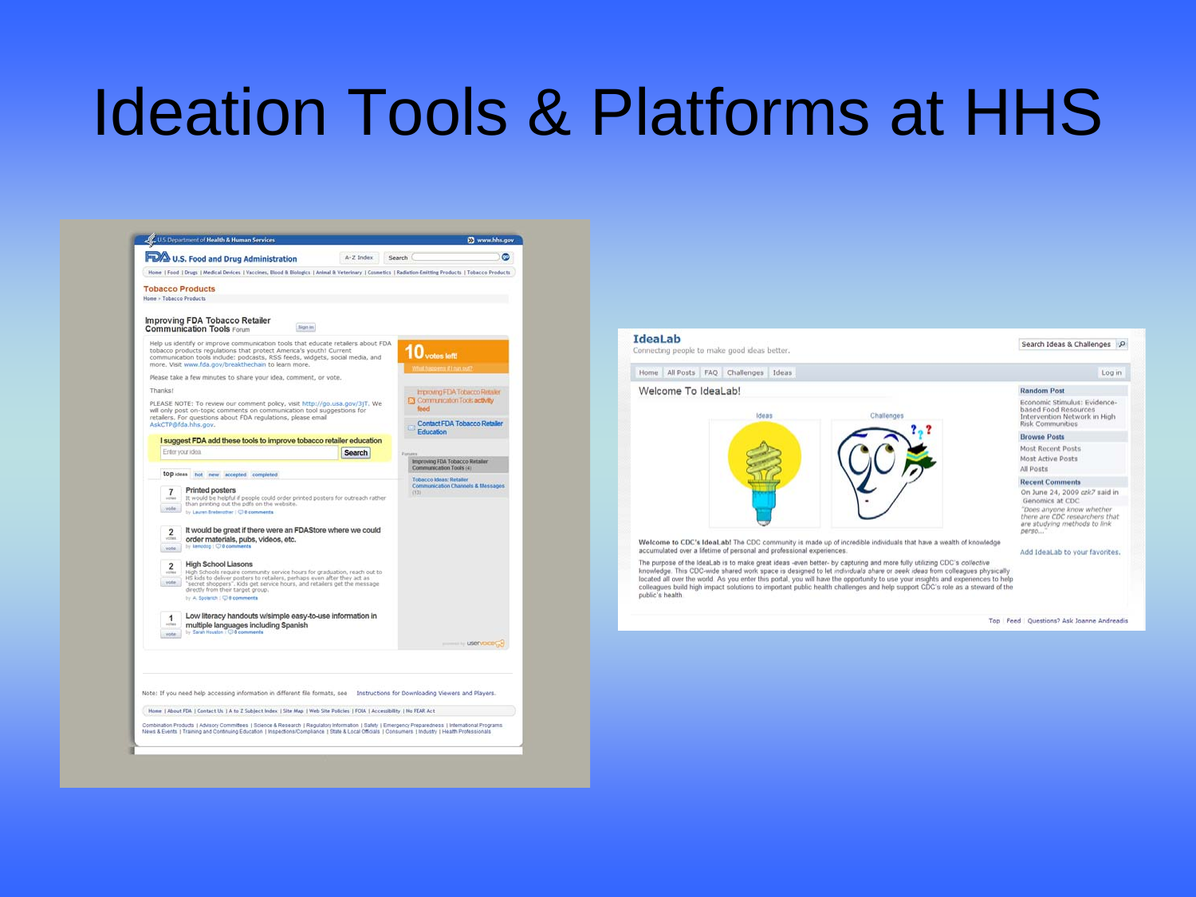# Ideation Tools & Platforms at HHS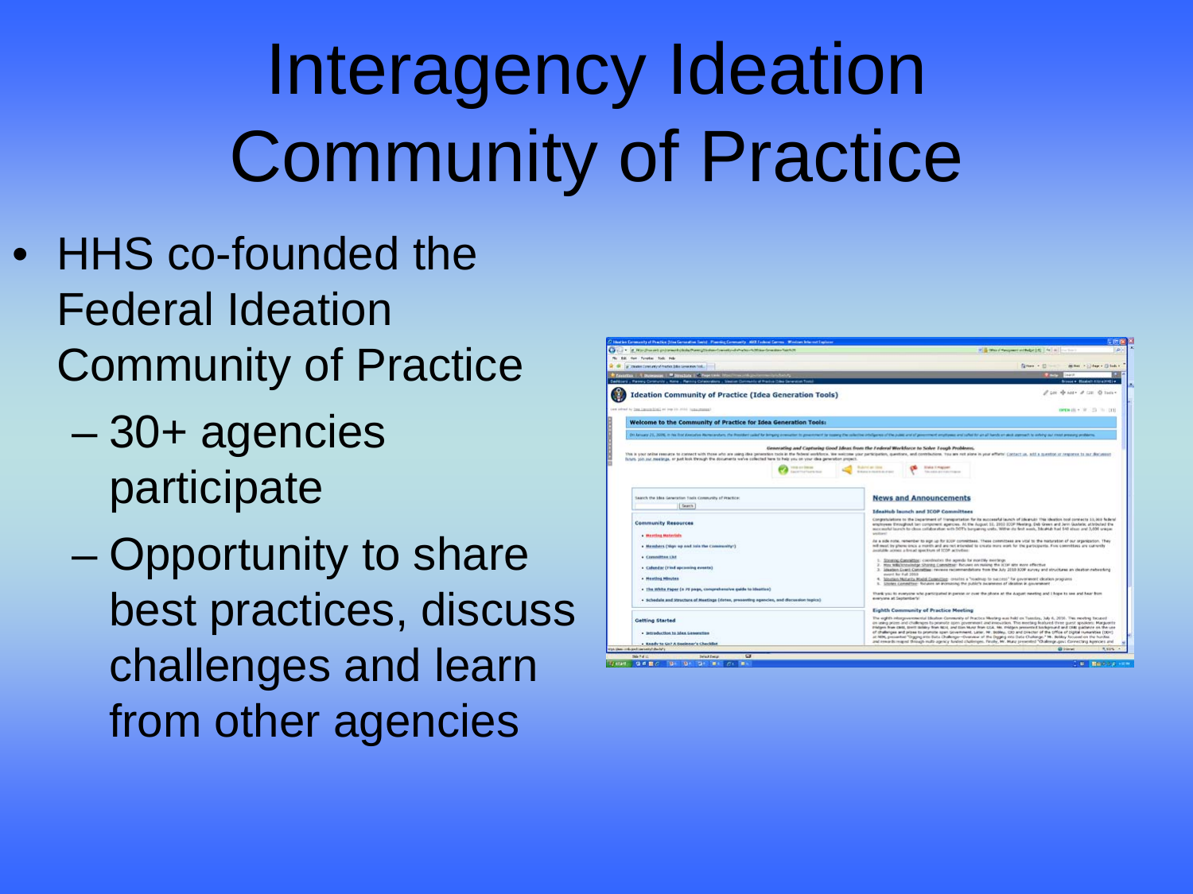# Interagency Ideation Community of Practice

- HHS co-founded the Federal Ideation Community of Practice
  - 30+ agencies participate
  - Opportunity to share best practices, discuss challenges and learn from other agencies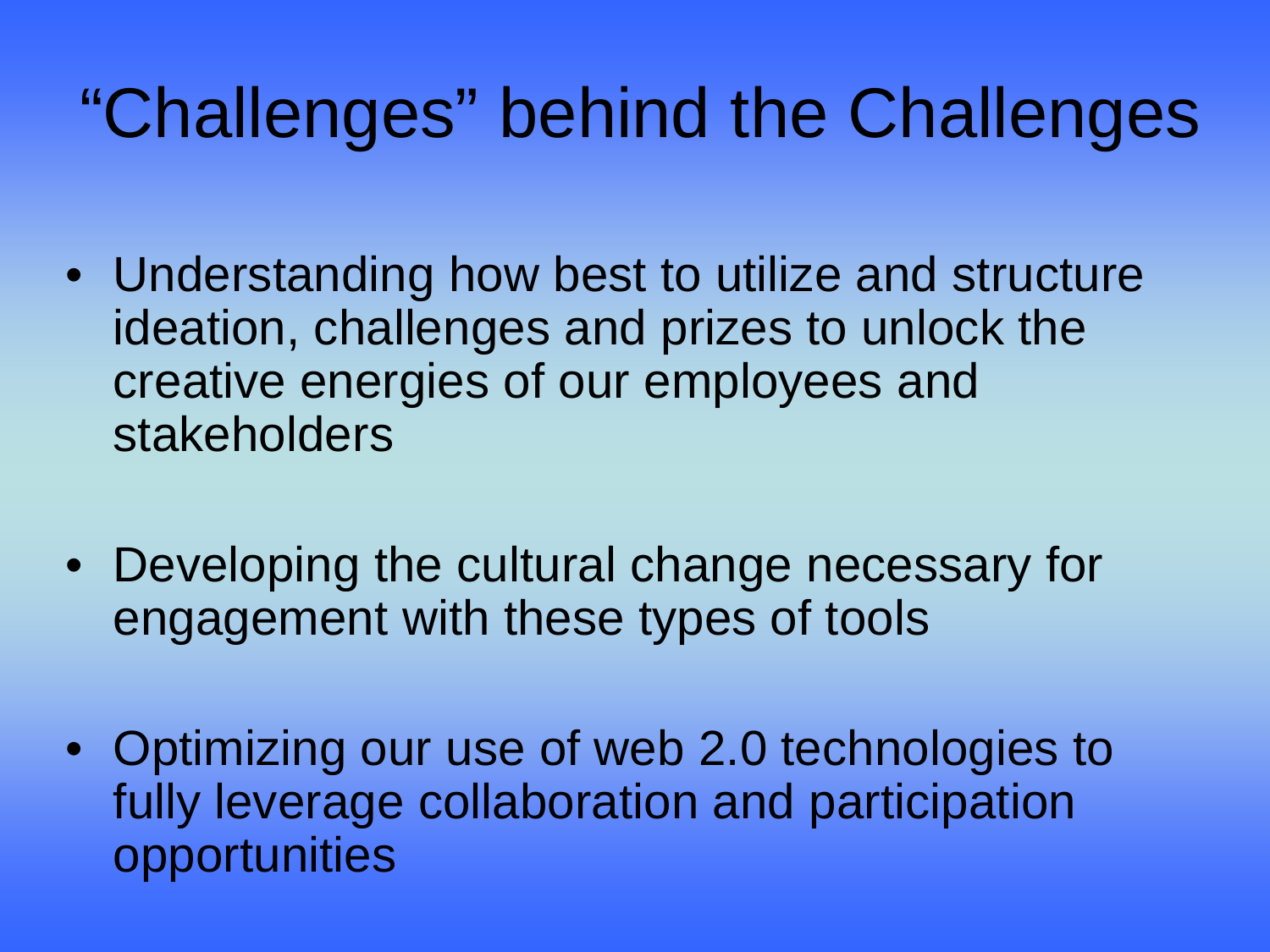# “Challenges” behind the Challenges

- Understanding how best to utilize and structure ideation, challenges and prizes to unlock the creative energies of our employees and stakeholders
- Developing the cultural change necessary for engagement with these types of tools
- Optimizing our use of web 2.0 technologies to fully leverage collaboration and participation opportunities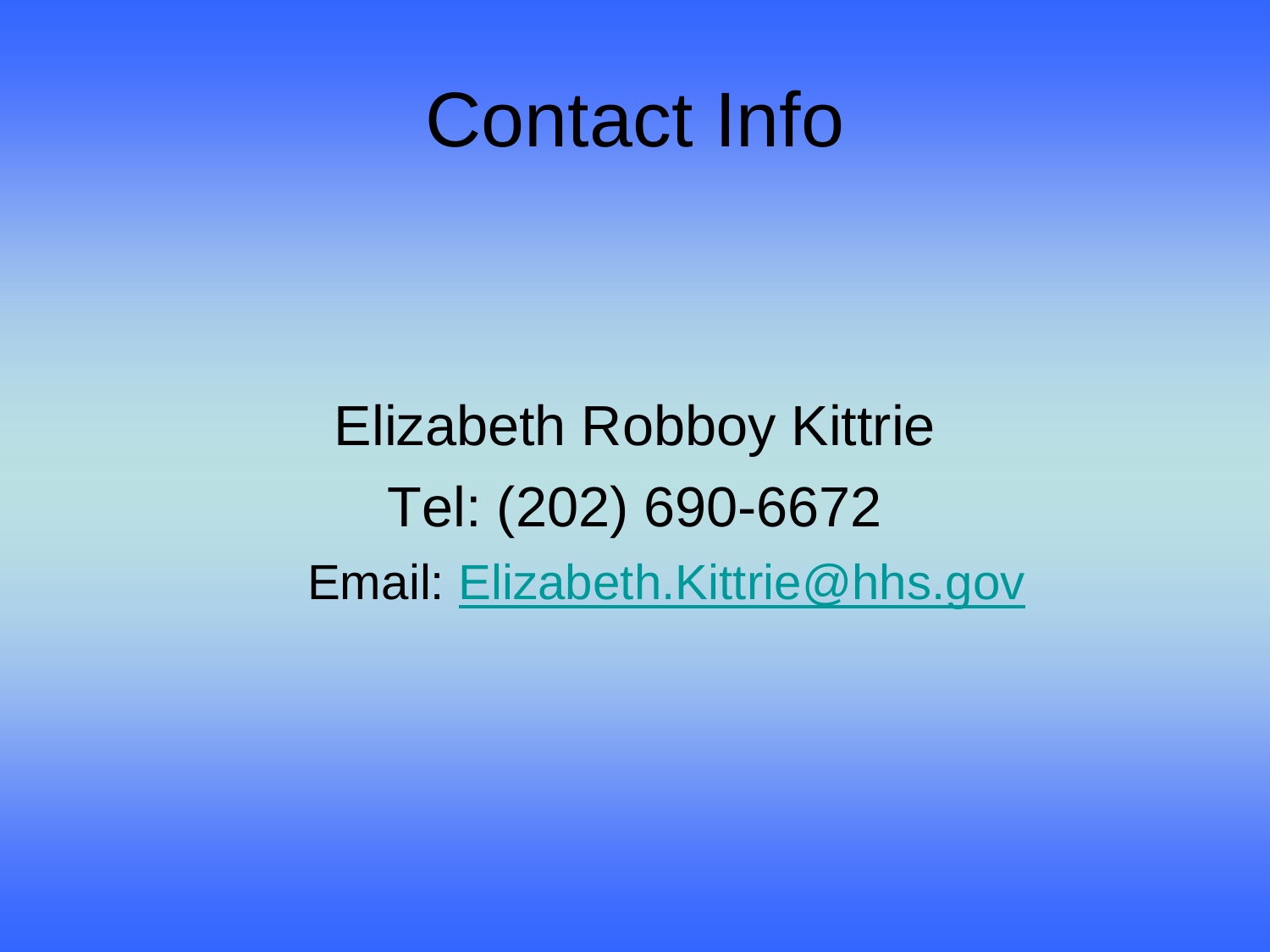# Contact Info

Elizabeth Robboy Kittrie

Tel: (202) 690-6672

Email: Elizabeth.Kittrie@hhs.gov